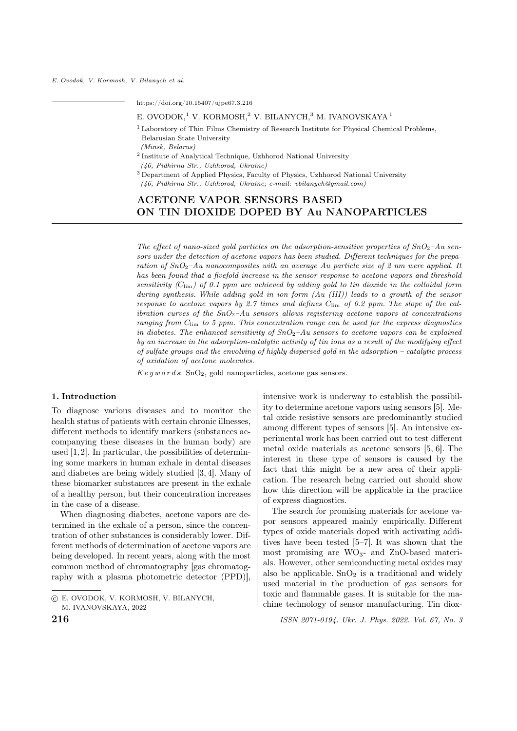https://doi.org/10.15407/ujpe67.3.216

E. OVODOK,[1] V. KORMOSH,[2] V. BILANYCH,[3] M. IVANOVSKAYA[1]

[1] Laboratory of Thin Films Chemistry of Research Institute for Physical Chemical Problems, Belarusian State University
*(Minsk, Belarus)*

[2] Institute of Analytical Technique, Uzhhorod National University
*(46, Pidhirna Str., Uzhhorod, Ukraine)*

[3] Department of Applied Physics, Faculty of Physics, Uzhhorod National University
*(46, Pidhirna Str., Uzhhorod, Ukraine; e-mail: vbilanych@gmail.com)*

# ACETONE VAPOR SENSORS BASED ON TIN DIOXIDE DOPED BY Au NANOPARTICLES

*The effect of nano-sized gold particles on the adsorption-sensitive properties of $SnO_2$–Au sensors under the detection of acetone vapors has been studied. Different techniques for the preparation of $SnO_2$–Au nanocomposites with an average Au particle size of 2 nm were applied. It has been found that a fivefold increase in the sensor response to acetone vapors and threshold sensitivity ($C_{\rm lim}$) of 0.1 ppm are achieved by adding gold to tin dioxide in the colloidal form during synthesis. While adding gold in ion form (Au (III)) leads to a growth of the sensor response to acetone vapors by 2.7 times and defines $C_{\rm lim}$ of 0.2 ppm. The slope of the calibration curves of the $SnO_2$–Au sensors allows registering acetone vapors at concentrations ranging from $C_{\rm lim}$ to 5 ppm. This concentration range can be used for the express diagnostics in diabetes. The enhanced sensitivity of $SnO_2$–Au sensors to acetone vapors can be explained by an increase in the adsorption-catalytic activity of tin ions as a result of the modifying effect of sulfate groups and the envolving of highly dispersed gold in the adsorption – catalytic process of oxidation of acetone molecules.*

*K e y w o r d s*: $SnO_2$, gold nanoparticles, acetone gas sensors.

## 1. Introduction

To diagnose various diseases and to monitor the health status of patients with certain chronic illnesses, different methods to identify markers (substances accompanying these diseases in the human body) are used [1, 2]. In particular, the possibilities of determining some markers in human exhale in dental diseases and diabetes are being widely studied [3, 4]. Many of these biomarker substances are present in the exhale of a healthy person, but their concentration increases in the case of a disease.

When diagnosing diabetes, acetone vapors are determined in the exhale of a person, since the concentration of other substances is considerably lower. Different methods of determination of acetone vapors are being developed. In recent years, along with the most common method of chromatography [gas chromatography with a plasma photometric detector (PPD)], intensive work is underway to establish the possibility to determine acetone vapors using sensors [5]. Metal oxide resistive sensors are predominantly studied among different types of sensors [5]. An intensive experimental work has been carried out to test different metal oxide materials as acetone sensors [5, 6]. The interest in these type of sensors is caused by the fact that this might be a new area of their application. The research being carried out should show how this direction will be applicable in the practice of express diagnostics.

The search for promising materials for acetone vapor sensors appeared mainly empirically. Different types of oxide materials doped with activating additives have been tested [5–7]. It was shown that the most promising are $WO_3$- and ZnO-based materials. However, other semiconducting metal oxides may also be applicable. $SnO_2$ is a traditional and widely used material in the production of gas sensors for toxic and flammable gases. It is suitable for the machine technology of sensor manufacturing. Tin diox-

© E. OVODOK, V. KORMOSH, V. BILANYCH, M. IVANOVSKAYA, 2022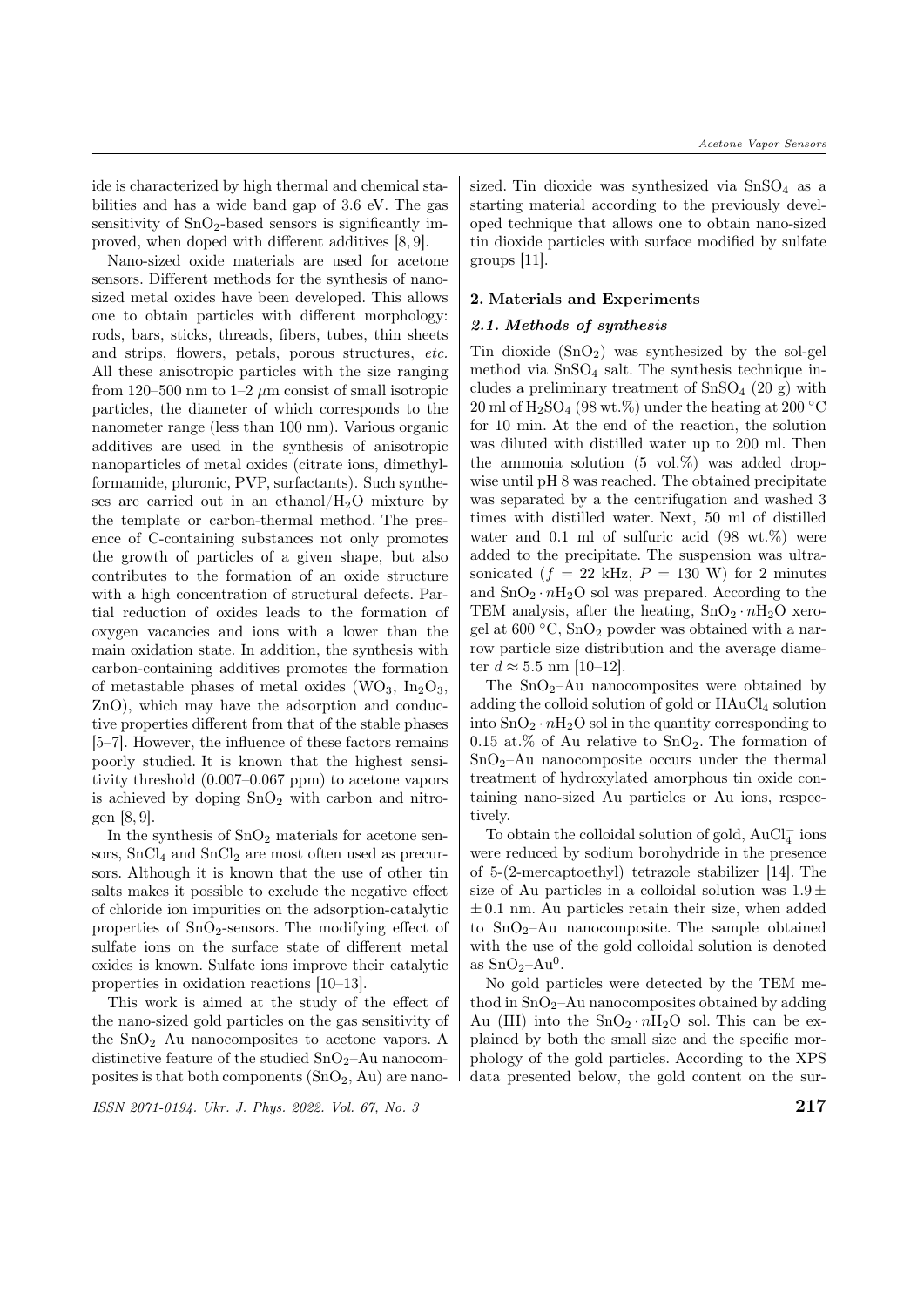ide is characterized by high thermal and chemical stabilities and has a wide band gap of 3.6 eV. The gas sensitivity of $SnO_2$-based sensors is significantly improved, when doped with different additives [8, 9].

Nano-sized oxide materials are used for acetone sensors. Different methods for the synthesis of nano-sized metal oxides have been developed. This allows one to obtain particles with different morphology: rods, bars, sticks, threads, fibers, tubes, thin sheets and strips, flowers, petals, porous structures, *etc.* All these anisotropic particles with the size ranging from 120–500 nm to 1–2 $\mu$m consist of small isotropic particles, the diameter of which corresponds to the nanometer range (less than 100 nm). Various organic additives are used in the synthesis of anisotropic nanoparticles of metal oxides (citrate ions, dimethylformamide, pluronic, PVP, surfactants). Such syntheses are carried out in an ethanol/$H_2O$ mixture by the template or carbon-thermal method. The presence of C-containing substances not only promotes the growth of particles of a given shape, but also contributes to the formation of an oxide structure with a high concentration of structural defects. Partial reduction of oxides leads to the formation of oxygen vacancies and ions with a lower than the main oxidation state. In addition, the synthesis with carbon-containing additives promotes the formation of metastable phases of metal oxides ($WO_3$, $In_2O_3$, ZnO), which may have the adsorption and conductive properties different from that of the stable phases [5–7]. However, the influence of these factors remains poorly studied. It is known that the highest sensitivity threshold (0.007–0.067 ppm) to acetone vapors is achieved by doping $SnO_2$ with carbon and nitrogen [8, 9].

In the synthesis of $SnO_2$ materials for acetone sensors, $SnCl_4$ and $SnCl_2$ are most often used as precursors. Although it is known that the use of other tin salts makes it possible to exclude the negative effect of chloride ion impurities on the adsorption-catalytic properties of $SnO_2$-sensors. The modifying effect of sulfate ions on the surface state of different metal oxides is known. Sulfate ions improve their catalytic properties in oxidation reactions [10–13].

This work is aimed at the study of the effect of the nano-sized gold particles on the gas sensitivity of the $SnO_2$–Au nanocomposites to acetone vapors. A distinctive feature of the studied $SnO_2$–Au nanocomposites is that both components ($SnO_2$, Au) are nano-sized. Tin dioxide was synthesized via $SnSO_4$ as a starting material according to the previously developed technique that allows one to obtain nano-sized tin dioxide particles with surface modified by sulfate groups [11].

## 2. Materials and Experiments

### 2.1. Methods of synthesis

Tin dioxide ($SnO_2$) was synthesized by the sol-gel method via $SnSO_4$ salt. The synthesis technique includes a preliminary treatment of $SnSO_4$ (20 g) with 20 ml of $H_2SO_4$ (98 wt.%) under the heating at 200 °C for 10 min. At the end of the reaction, the solution was diluted with distilled water up to 200 ml. Then the ammonia solution (5 vol.%) was added dropwise until pH 8 was reached. The obtained precipitate was separated by a the centrifugation and washed 3 times with distilled water. Next, 50 ml of distilled water and 0.1 ml of sulfuric acid (98 wt.%) were added to the precipitate. The suspension was ultrasonicated ($f = 22$ kHz, $P = 130$ W) for 2 minutes and $SnO_2 \cdot nH_2O$ sol was prepared. According to the TEM analysis, after the heating, $SnO_2 \cdot nH_2O$ xerogel at 600 °C, $SnO_2$ powder was obtained with a narrow particle size distribution and the average diameter $d \approx 5.5$ nm [10–12].

The $SnO_2$–Au nanocomposites were obtained by adding the colloid solution of gold or $HAuCl_4$ solution into $SnO_2 \cdot nH_2O$ sol in the quantity corresponding to 0.15 at.% of Au relative to $SnO_2$. The formation of $SnO_2$–Au nanocomposite occurs under the thermal treatment of hydroxylated amorphous tin oxide containing nano-sized Au particles or Au ions, respectively.

To obtain the colloidal solution of gold, $AuCl_4^-$ ions were reduced by sodium borohydride in the presence of 5-(2-mercaptoethyl) tetrazole stabilizer [14]. The size of Au particles in a colloidal solution was $1.9 \pm \pm 0.1$ nm. Au particles retain their size, when added to $SnO_2$–Au nanocomposite. The sample obtained with the use of the gold colloidal solution is denoted as $SnO_2$–$Au^0$.

No gold particles were detected by the TEM method in $SnO_2$–Au nanocomposites obtained by adding Au (III) into the $SnO_2 \cdot nH_2O$ sol. This can be explained by both the small size and the specific morphology of the gold particles. According to the XPS data presented below, the gold content on the sur-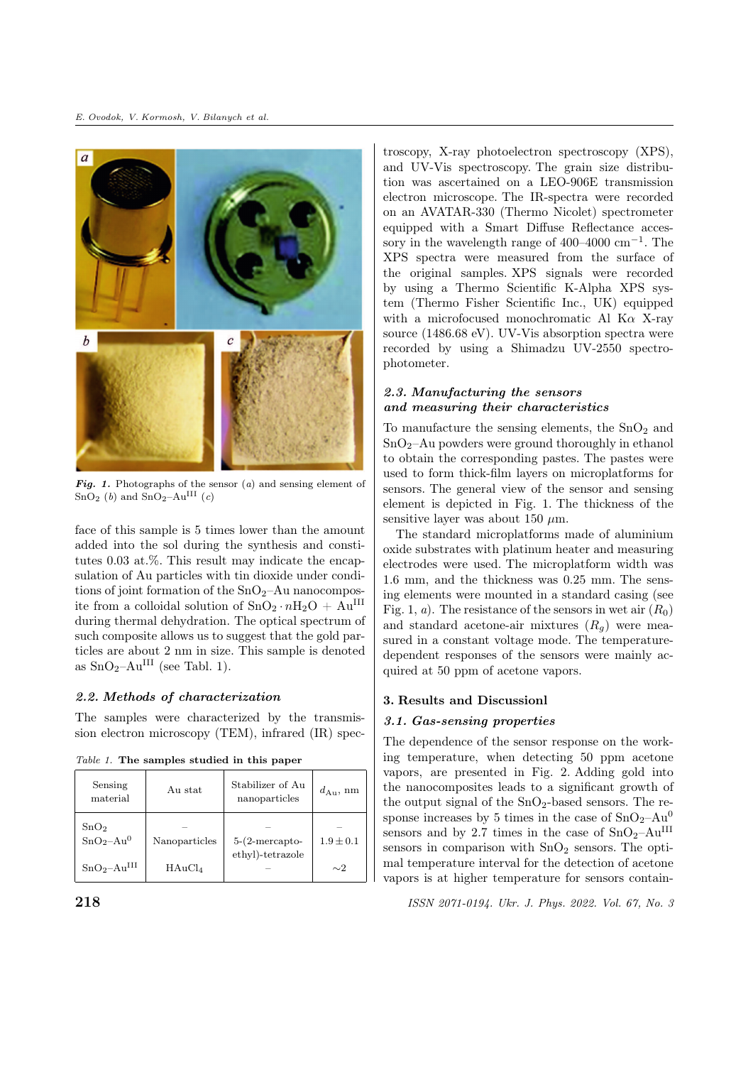Fig. 1. Photographs of the sensor (a) and sensing element of $SnO_2$ (b) and $SnO_2$–$Au^{III}$ (c)

face of this sample is 5 times lower than the amount added into the sol during the synthesis and constitutes 0.03 at.%. This result may indicate the encapsulation of Au particles with tin dioxide under conditions of joint formation of the $SnO_2$–Au nanocomposite from a colloidal solution of $SnO_2 \cdot nH_2O$ + $Au^{III}$ during thermal dehydration. The optical spectrum of such composite allows us to suggest that the gold particles are about 2 nm in size. This sample is denoted as $SnO_2$–$Au^{III}$ (see Tabl. 1).

### 2.2. Methods of characterization

The samples were characterized by the transmission electron microscopy (TEM), infrared (IR) spectroscopy, X-ray photoelectron spectroscopy (XPS), and UV-Vis spectroscopy. The grain size distribution was ascertained on a LEO-906E transmission electron microscope. The IR-spectra were recorded on an AVATAR-330 (Thermo Nicolet) spectrometer equipped with a Smart Diffuse Reflectance accessory in the wavelength range of 400–4000 $cm^{-1}$. The XPS spectra were measured from the surface of the original samples. XPS signals were recorded by using a Thermo Scientific K-Alpha XPS system (Thermo Fisher Scientific Inc., UK) equipped with a microfocused monochromatic Al $K\alpha$ X-ray source (1486.68 eV). UV-Vis absorption spectra were recorded by using a Shimadzu UV-2550 spectrophotometer.

Table 1. **The samples studied in this paper**

| Sensing material | Au stat | Stabilizer of Au nanoparticles | $d_{Au}$, nm |
|---|---|---|---|
| $SnO_2$ | – | – | – |
| $SnO_2$–$Au^0$ | Nanoparticles | 5-(2-mercapto-ethyl)-tetrazole | $1.9 \pm 0.1$ |
| $SnO_2$–$Au^{III}$ | $HAuCl_4$ | – | ∼2 |

### 2.3. Manufacturing the sensors and measuring their characteristics

To manufacture the sensing elements, the $SnO_2$ and $SnO_2$–Au powders were ground thoroughly in ethanol to obtain the corresponding pastes. The pastes were used to form thick-film layers on microplatforms for sensors. The general view of the sensor and sensing element is depicted in Fig. 1. The thickness of the sensitive layer was about 150 $\mu$m.

The standard microplatforms made of aluminium oxide substrates with platinum heater and measuring electrodes were used. The microplatform width was 1.6 mm, and the thickness was 0.25 mm. The sensing elements were mounted in a standard casing (see Fig. 1, a). The resistance of the sensors in wet air ($R_0$) and standard acetone-air mixtures ($R_g$) were measured in a constant voltage mode. The temperature-dependent responses of the sensors were mainly acquired at 50 ppm of acetone vapors.

## 3. Results and Discussionl

### 3.1. Gas-sensing properties

The dependence of the sensor response on the working temperature, when detecting 50 ppm acetone vapors, are presented in Fig. 2. Adding gold into the nanocomposites leads to a significant growth of the output signal of the $SnO_2$-based sensors. The response increases by 5 times in the case of $SnO_2$–$Au^0$ sensors and by 2.7 times in the case of $SnO_2$–$Au^{III}$ sensors in comparison with $SnO_2$ sensors. The optimal temperature interval for the detection of acetone vapors is at higher temperature for sensors contain-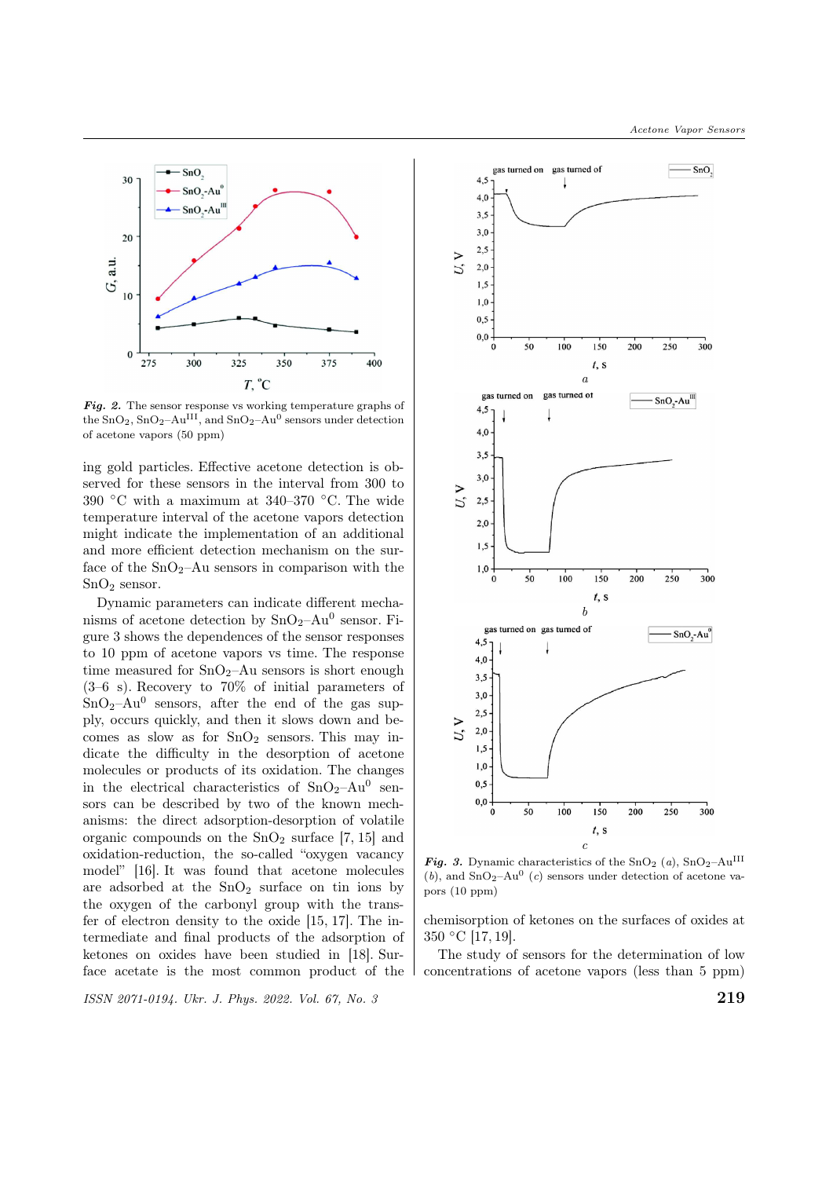30
20
10
0
G, a.u.
275 300 325 350 375 400
T, °C
SnO2
SnO2-Au0
SnO2-AuIII

***Fig. 2.*** The sensor response vs working temperature graphs of the $SnO_2$, $SnO_2$–$Au^{III}$, and $SnO_2$–$Au^0$ sensors under detection of acetone vapors (50 ppm)

ing gold particles. Effective acetone detection is observed for these sensors in the interval from 300 to 390 °C with a maximum at 340–370 °C. The wide temperature interval of the acetone vapors detection might indicate the implementation of an additional and more efficient detection mechanism on the surface of the $SnO_2$–Au sensors in comparison with the $SnO_2$ sensor.

Dynamic parameters can indicate different mechanisms of acetone detection by $SnO_2$–$Au^0$ sensor. Figure 3 shows the dependences of the sensor responses to 10 ppm of acetone vapors vs time. The response time measured for $SnO_2$–Au sensors is short enough (3–6 s). Recovery to 70% of initial parameters of $SnO_2$–$Au^0$ sensors, after the end of the gas supply, occurs quickly, and then it slows down and becomes as slow as for $SnO_2$ sensors. This may indicate the difficulty in the desorption of acetone molecules or products of its oxidation. The changes in the electrical characteristics of $SnO_2$–$Au^0$ sensors can be described by two of the known mechanisms: the direct adsorption-desorption of volatile organic compounds on the $SnO_2$ surface [7, 15] and oxidation-reduction, the so-called "oxygen vacancy model" [16]. It was found that acetone molecules are adsorbed at the $SnO_2$ surface on tin ions by the oxygen of the carbonyl group with the transfer of electron density to the oxide [15, 17]. The intermediate and final products of the adsorption of ketones on oxides have been studied in [18]. Surface acetate is the most common product of the

gas turned on gas turned of
SnO2
4,5 4,0 3,5 3,0 2,5 2,0 1,5 1,0 0,5 0,0
U, V
0 50 100 150 200 250 300
t, s
*a*

gas turned on gas turned of
SnO2-AuIII
4,5 4,0 3,5 3,0 2,5 2,0 1,5 1,0
U, V
0 50 100 150 200 250 300
t, s
*b*

gas turned on gas turned of
SnO2-Au0
4,5 4,0 3,5 3,0 2,5 2,0 1,5 1,0 0,5 0,0
U, V
0 50 100 150 200 250 300
t, s
*c*

***Fig. 3.*** Dynamic characteristics of the $SnO_2$ (*a*), $SnO_2$–$Au^{III}$ (*b*), and $SnO_2$–$Au^0$ (*c*) sensors under detection of acetone vapors (10 ppm)

chemisorption of ketones on the surfaces of oxides at 350 °C [17, 19].

The study of sensors for the determination of low concentrations of acetone vapors (less than 5 ppm)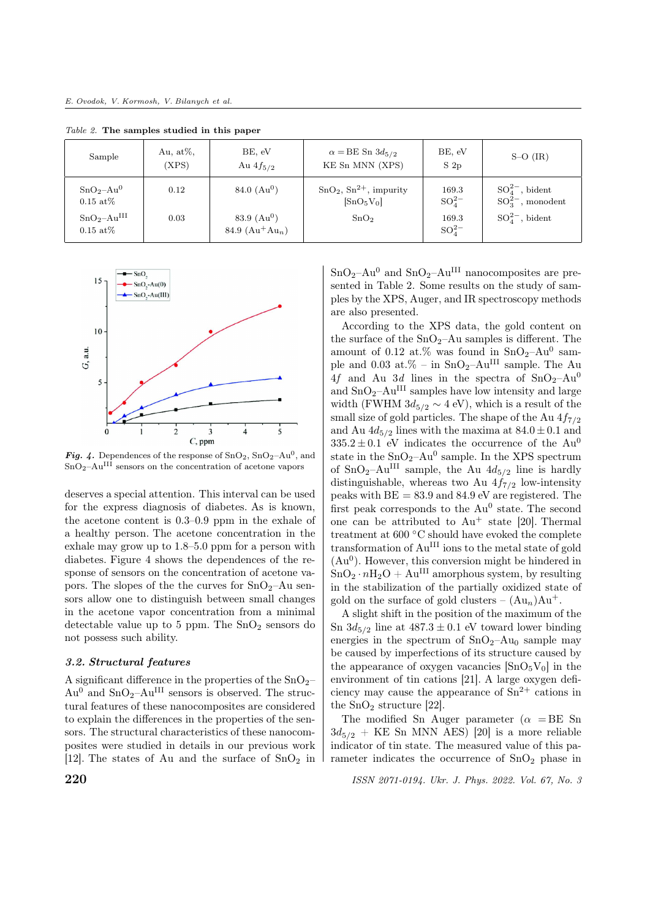*Table 2.* **The samples studied in this paper**

| Sample | Au, at%, (XPS) | BE, eV Au $4f_{5/2}$ | $\alpha$ = BE Sn $3d_{5/2}$ KE Sn MNN (XPS) | BE, eV S 2p | S–O (IR) |
|---|---|---|---|---|---|
| $SnO_2$–$Au^0$ 0.15 at% | 0.12 | 84.0 ($Au^0$) | $SnO_2$, $Sn^{2+}$, impurity [$SnO_5V_0$] | 169.3 $SO_4^{2-}$ | $SO_4^{2-}$, bident $SO_3^{2-}$, monodent |
| $SnO_2$–$Au^{III}$ 0.15 at% | 0.03 | 83.9 ($Au^0$) 84.9 ($Au^+Au_n$) | $SnO_2$ | 169.3 $SO_4^{2-}$ | $SO_4^{2-}$, bident |

15
10
5
0
G, a.u.
0 1 2 3 4 5
C, ppm
$SnO_2$
$SnO_2$-Au(0)
$SnO_2$-Au(III)

***Fig. 4.*** Dependences of the response of $SnO_2$, $SnO_2$–$Au^0$, and $SnO_2$–$Au^{III}$ sensors on the concentration of acetone vapors

deserves a special attention. This interval can be used for the express diagnosis of diabetes. As is known, the acetone content is 0.3–0.9 ppm in the exhale of a healthy person. The acetone concentration in the exhale may grow up to 1.8–5.0 ppm for a person with diabetes. Figure 4 shows the dependences of the response of sensors on the concentration of acetone vapors. The slopes of the the curves for $SnO_2$–Au sensors allow one to distinguish between small changes in the acetone vapor concentration from a minimal detectable value up to 5 ppm. The $SnO_2$ sensors do not possess such ability.

### *3.2. Structural features*

A significant difference in the properties of the $SnO_2$–$Au^0$ and $SnO_2$–$Au^{III}$ sensors is observed. The structural features of these nanocomposites are considered to explain the differences in the properties of the sensors. The structural characteristics of these nanocomposites were studied in details in our previous work [12]. The states of Au and the surface of $SnO_2$ in $SnO_2$–$Au^0$ and $SnO_2$–$Au^{III}$ nanocomposites are presented in Table 2. Some results on the study of samples by the XPS, Auger, and IR spectroscopy methods are also presented.

According to the XPS data, the gold content on the surface of the $SnO_2$–Au samples is different. The amount of 0.12 at.% was found in $SnO_2$–$Au^0$ sample and 0.03 at.% – in $SnO_2$–$Au^{III}$ sample. The Au $4f$ and Au $3d$ lines in the spectra of $SnO_2$–$Au^0$ and $SnO_2$–$Au^{III}$ samples have low intensity and large width (FWHM $3d_{5/2}$ ∼ 4 eV), which is a result of the small size of gold particles. The shape of the Au $4f_{7/2}$ and Au $4d_{5/2}$ lines with the maxima at $84.0 \pm 0.1$ and $335.2 \pm 0.1$ eV indicates the occurrence of the $Au^0$ state in the $SnO_2$–$Au^0$ sample. In the XPS spectrum of $SnO_2$–$Au^{III}$ sample, the Au $4d_{5/2}$ line is hardly distinguishable, whereas two Au $4f_{7/2}$ low-intensity peaks with BE = 83.9 and 84.9 eV are registered. The first peak corresponds to the $Au^0$ state. The second one can be attributed to $Au^+$ state [20]. Thermal treatment at 600 °C should have evoked the complete transformation of $Au^{III}$ ions to the metal state of gold ($Au^0$). However, this conversion might be hindered in $SnO_2 \cdot nH_2O$ + $Au^{III}$ amorphous system, by resulting in the stabilization of the partially oxidized state of gold on the surface of gold clusters – $(Au_n)Au^+$.

A slight shift in the position of the maximum of the Sn $3d_{5/2}$ line at $487.3 \pm 0.1$ eV toward lower binding energies in the spectrum of $SnO_2$–$Au_0$ sample may be caused by imperfections of its structure caused by the appearance of oxygen vacancies [$SnO_5V_0$] in the environment of tin cations [21]. A large oxygen deficiency may cause the appearance of $Sn^{2+}$ cations in the $SnO_2$ structure [22].

The modified Sn Auger parameter ($\alpha$ = BE Sn $3d_{5/2}$ + KE Sn MNN AES) [20] is a more reliable indicator of tin state. The measured value of this parameter indicates the occurrence of $SnO_2$ phase in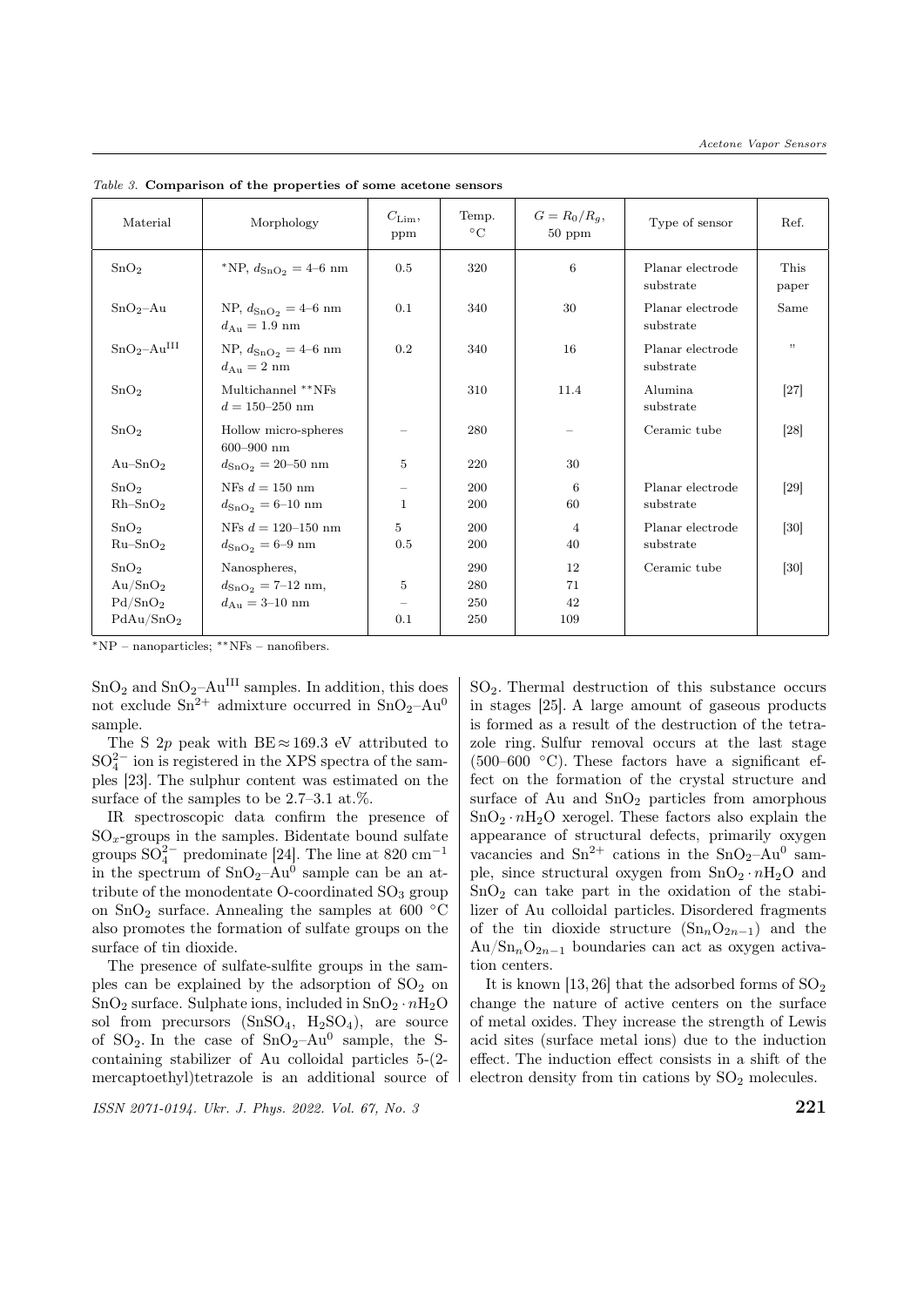*Table 3.* **Comparison of the properties of some acetone sensors**

| Material | Morphology | $C_{\text{Lim}}$, ppm | Temp. °C | $G = R_0/R_g$, 50 ppm | Type of sensor | Ref. |
|---|---|---|---|---|---|---|
| $SnO_2$ | *NP, $d_{SnO_2}$ = 4–6 nm | 0.5 | 320 | 6 | Planar electrode substrate | This paper |
| $SnO_2$–Au | NP, $d_{SnO_2}$ = 4–6 nm $d_{Au}$ = 1.9 nm | 0.1 | 340 | 30 | Planar electrode substrate | Same |
| $SnO_2$–$Au^{III}$ | NP, $d_{SnO_2}$ = 4–6 nm $d_{Au}$ = 2 nm | 0.2 | 340 | 16 | Planar electrode substrate | " |
| $SnO_2$ | Multichannel **NFs $d$ = 150–250 nm | | 310 | 11.4 | Alumina substrate | [27] |
| $SnO_2$ | Hollow micro-spheres 600–900 nm | – | 280 | – | Ceramic tube | [28] |
| Au–$SnO_2$ | $d_{SnO_2}$ = 20–50 nm | 5 | 220 | 30 | | |
| $SnO_2$ | NFs $d$ = 150 nm | – | 200 | 6 | Planar electrode substrate | [29] |
| Rh–$SnO_2$ | $d_{SnO_2}$ = 6–10 nm | 1 | 200 | 60 | | |
| $SnO_2$ | NFs $d$ = 120–150 nm | 5 | 200 | 4 | Planar electrode substrate | [30] |
| Ru–$SnO_2$ | $d_{SnO_2}$ = 6–9 nm | 0.5 | 200 | 40 | | |
| $SnO_2$ | Nanospheres, | | 290 | 12 | Ceramic tube | [30] |
| Au/$SnO_2$ | $d_{SnO_2}$ = 7–12 nm, | 5 | 280 | 71 | | |
| Pd/$SnO_2$ | $d_{Au}$ = 3–10 nm | – | 250 | 42 | | |
| PdAu/$SnO_2$ | | 0.1 | 250 | 109 | | |

*NP – nanoparticles; **NFs – nanofibers.

$SnO_2$ and $SnO_2$–$Au^{III}$ samples. In addition, this does not exclude $Sn^{2+}$ admixture occurred in $SnO_2$–$Au^0$ sample.

The S 2$p$ peak with BE ≈ 169.3 eV attributed to $SO_4^{2-}$ ion is registered in the XPS spectra of the samples [23]. The sulphur content was estimated on the surface of the samples to be 2.7–3.1 at.%.

IR spectroscopic data confirm the presence of $SO_x$-groups in the samples. Bidentate bound sulfate groups $SO_4^{2-}$ predominate [24]. The line at 820 cm$^{-1}$ in the spectrum of $SnO_2$–$Au^0$ sample can be an attribute of the monodentate O-coordinated $SO_3$ group on $SnO_2$ surface. Annealing the samples at 600 °C also promotes the formation of sulfate groups on the surface of tin dioxide.

The presence of sulfate-sulfite groups in the samples can be explained by the adsorption of $SO_2$ on $SnO_2$ surface. Sulphate ions, included in $SnO_2 \cdot nH_2O$ sol from precursors ($SnSO_4$, $H_2SO_4$), are source of $SO_2$. In the case of $SnO_2$–$Au^0$ sample, the S-containing stabilizer of Au colloidal particles 5-(2-mercaptoethyl)tetrazole is an additional source of $SO_2$. Thermal destruction of this substance occurs in stages [25]. A large amount of gaseous products is formed as a result of the destruction of the tetrazole ring. Sulfur removal occurs at the last stage (500–600 °C). These factors have a significant effect on the formation of the crystal structure and surface of Au and $SnO_2$ particles from amorphous $SnO_2 \cdot nH_2O$ xerogel. These factors also explain the appearance of structural defects, primarily oxygen vacancies and $Sn^{2+}$ cations in the $SnO_2$–$Au^0$ sample, since structural oxygen from $SnO_2 \cdot nH_2O$ and $SnO_2$ can take part in the oxidation of the stabilizer of Au colloidal particles. Disordered fragments of the tin dioxide structure ($Sn_nO_{2n-1}$) and the Au/$Sn_nO_{2n-1}$ boundaries can act as oxygen activation centers.

It is known [13, 26] that the adsorbed forms of $SO_2$ change the nature of active centers on the surface of metal oxides. They increase the strength of Lewis acid sites (surface metal ions) due to the induction effect. The induction effect consists in a shift of the electron density from tin cations by $SO_2$ molecules.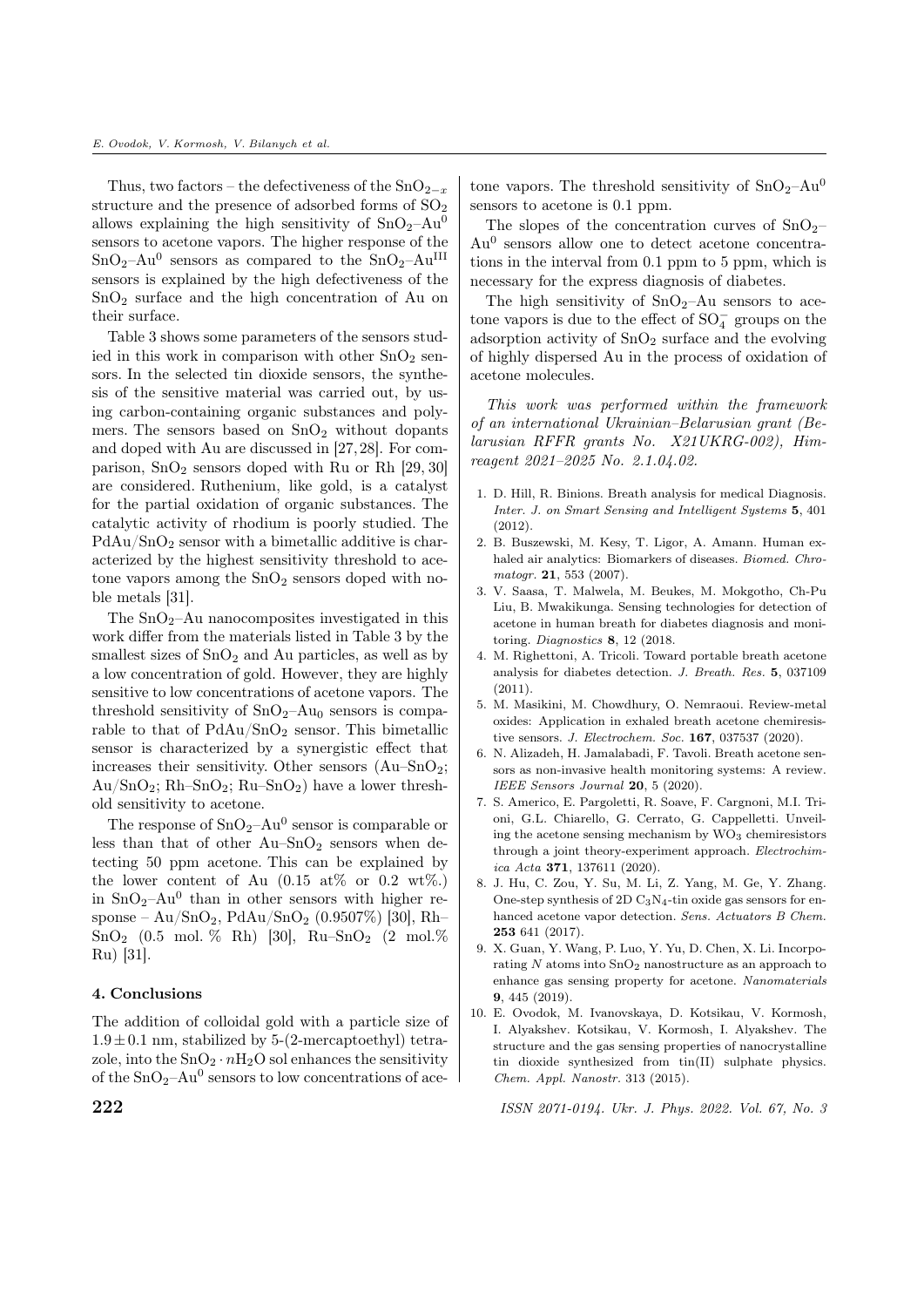Thus, two factors – the defectiveness of the $SnO_{2-x}$ structure and the presence of adsorbed forms of $SO_2$ allows explaining the high sensitivity of $SnO_2$–$Au^0$ sensors to acetone vapors. The higher response of the $SnO_2$–$Au^0$ sensors as compared to the $SnO_2$–$Au^{III}$ sensors is explained by the high defectiveness of the $SnO_2$ surface and the high concentration of Au on their surface.

Table 3 shows some parameters of the sensors studied in this work in comparison with other $SnO_2$ sensors. In the selected tin dioxide sensors, the synthesis of the sensitive material was carried out, by using carbon-containing organic substances and polymers. The sensors based on $SnO_2$ without dopants and doped with Au are discussed in [27, 28]. For comparison, $SnO_2$ sensors doped with Ru or Rh [29, 30] are considered. Ruthenium, like gold, is a catalyst for the partial oxidation of organic substances. The catalytic activity of rhodium is poorly studied. The $PdAu/SnO_2$ sensor with a bimetallic additive is characterized by the highest sensitivity threshold to acetone vapors among the $SnO_2$ sensors doped with noble metals [31].

The $SnO_2$–Au nanocomposites investigated in this work differ from the materials listed in Table 3 by the smallest sizes of $SnO_2$ and Au particles, as well as by a low concentration of gold. However, they are highly sensitive to low concentrations of acetone vapors. The threshold sensitivity of $SnO_2$–$Au_0$ sensors is comparable to that of $PdAu/SnO_2$ sensor. This bimetallic sensor is characterized by a synergistic effect that increases their sensitivity. Other sensors (Au–$SnO_2$; $Au/SnO_2$; Rh–$SnO_2$; Ru–$SnO_2$) have a lower threshold sensitivity to acetone.

The response of $SnO_2$–$Au^0$ sensor is comparable or less than that of other Au–$SnO_2$ sensors when detecting 50 ppm acetone. This can be explained by the lower content of Au (0.15 at% or 0.2 wt%.) in $SnO_2$–$Au^0$ than in other sensors with higher response – $Au/SnO_2$, $PdAu/SnO_2$ (0.9507%) [30], Rh–$SnO_2$ (0.5 mol. % Rh) [30], Ru–$SnO_2$ (2 mol.% Ru) [31].

## 4. Conclusions

The addition of colloidal gold with a particle size of $1.9 \pm 0.1$ nm, stabilized by 5-(2-mercaptoethyl) tetrazole, into the $SnO_2 \cdot nH_2O$ sol enhances the sensitivity of the $SnO_2$–$Au^0$ sensors to low concentrations of acetone vapors. The threshold sensitivity of $SnO_2$–$Au^0$ sensors to acetone is 0.1 ppm.

The slopes of the concentration curves of $SnO_2$–$Au^0$ sensors allow one to detect acetone concentrations in the interval from 0.1 ppm to 5 ppm, which is necessary for the express diagnosis of diabetes.

The high sensitivity of $SnO_2$–Au sensors to acetone vapors is due to the effect of $SO_4^-$ groups on the adsorption activity of $SnO_2$ surface and the evolving of highly dispersed Au in the process of oxidation of acetone molecules.

*This work was performed within the framework of an international Ukrainian–Belarusian grant (Belarusian RFFR grants No. X21UKRG-002), Himreagent 2021–2025 No. 2.1.04.02.*

1. D. Hill, R. Binions. Breath analysis for medical Diagnosis. *Inter. J. on Smart Sensing and Intelligent Systems* **5**, 401 (2012).
2. B. Buszewski, M. Kesy, T. Ligor, A. Amann. Human exhaled air analytics: Biomarkers of diseases. *Biomed. Chromatogr.* **21**, 553 (2007).
3. V. Saasa, T. Malwela, M. Beukes, M. Mokgotho, Ch-Pu Liu, B. Mwakikunga. Sensing technologies for detection of acetone in human breath for diabetes diagnosis and monitoring. *Diagnostics* **8**, 12 (2018.
4. M. Righettoni, A. Tricoli. Toward portable breath acetone analysis for diabetes detection. *J. Breath. Res.* **5**, 037109 (2011).
5. M. Masikini, M. Chowdhury, O. Nemraoui. Review-metal oxides: Application in exhaled breath acetone chemiresistive sensors. *J. Electrochem. Soc.* **167**, 037537 (2020).
6. N. Alizadeh, H. Jamalabadi, F. Tavoli. Breath acetone sensors as non-invasive health monitoring systems: A review. *IEEE Sensors Journal* **20**, 5 (2020).
7. S. Americo, E. Pargoletti, R. Soave, F. Cargnoni, M.I. Trioni, G.L. Chiarello, G. Cerrato, G. Cappelletti. Unveiling the acetone sensing mechanism by $WO_3$ chemiresistors through a joint theory-experiment approach. *Electrochimica Acta* **371**, 137611 (2020).
8. J. Hu, C. Zou, Y. Su, M. Li, Z. Yang, M. Ge, Y. Zhang. One-step synthesis of 2D $C_3N_4$-tin oxide gas sensors for enhanced acetone vapor detection. *Sens. Actuators B Chem.* **253** 641 (2017).
9. X. Guan, Y. Wang, P. Luo, Y. Yu, D. Chen, X. Li. Incorporating $N$ atoms into $SnO_2$ nanostructure as an approach to enhance gas sensing property for acetone. *Nanomaterials* **9**, 445 (2019).
10. E. Ovodok, M. Ivanovskaya, D. Kotsikau, V. Kormosh, I. Alyakshev. Kotsikau, V. Kormosh, I. Alyakshev. The structure and the gas sensing properties of nanocrystalline tin dioxide synthesized from tin(II) sulphate physics. *Chem. Appl. Nanostr.* 313 (2015).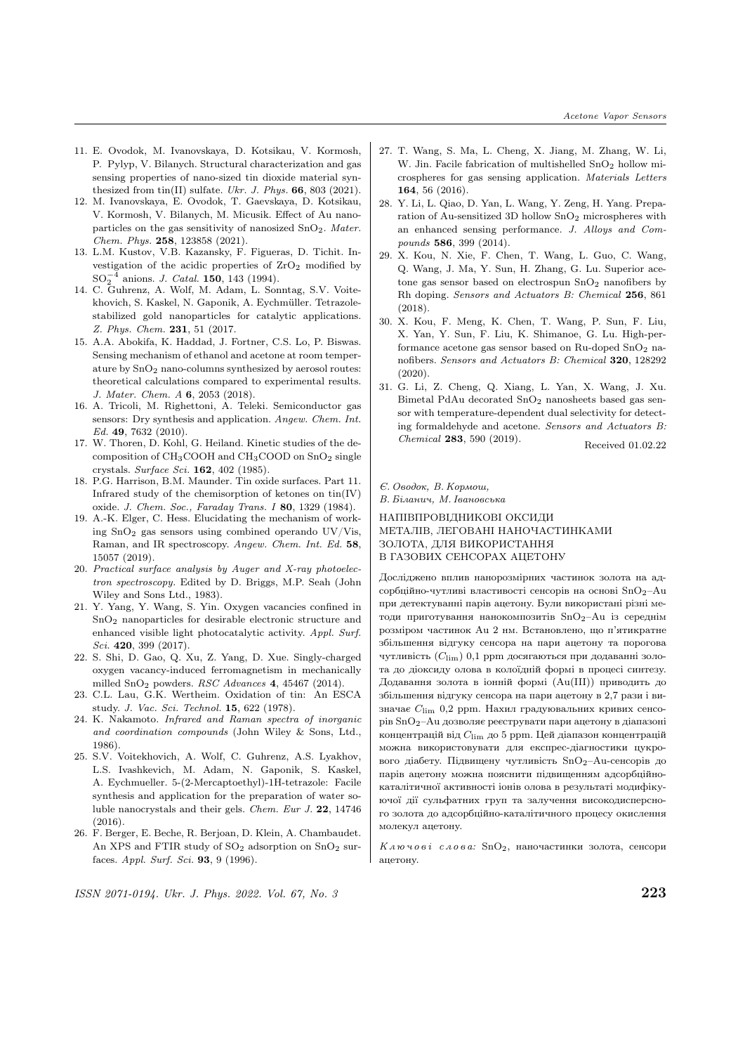11. E. Ovodok, M. Ivanovskaya, D. Kotsikau, V. Kormosh, P. Pylyp, V. Bilanych. Structural characterization and gas sensing properties of nano-sized tin dioxide material synthesized from tin(II) sulfate. *Ukr. J. Phys.* **66**, 803 (2021).
12. M. Ivanovskaya, E. Ovodok, T. Gaevskaya, D. Kotsikau, V. Kormosh, V. Bilanych, M. Micusik. Effect of Au nanoparticles on the gas sensitivity of nanosized $SnO_2$. *Mater. Chem. Phys.* **258**, 123858 (2021).
13. L.M. Kustov, V.B. Kazansky, F. Figueras, D. Tichit. Investigation of the acidic properties of $ZrO_2$ modified by $SO_2^{-4}$ anions. *J. Catal.* **150**, 143 (1994).
14. C. Guhrenz, A. Wolf, M. Adam, L. Sonntag, S.V. Voitekhovich, S. Kaskel, N. Gaponik, A. Eychmüller. Tetrazole-stabilized gold nanoparticles for catalytic applications. *Z. Phys. Chem.* **231**, 51 (2017.
15. A.A. Abokifa, K. Haddad, J. Fortner, C.S. Lo, P. Biswas. Sensing mechanism of ethanol and acetone at room temperature by $SnO_2$ nano-columns synthesized by aerosol routes: theoretical calculations compared to experimental results. *J. Mater. Chem. A* **6**, 2053 (2018).
16. A. Tricoli, M. Righettoni, A. Teleki. Semiconductor gas sensors: Dry synthesis and application. *Angew. Chem. Int. Ed.* **49**, 7632 (2010).
17. W. Thoren, D. Kohl, G. Heiland. Kinetic studies of the decomposition of $CH_3COOH$ and $CH_3COOD$ on $SnO_2$ single crystals. *Surface Sci.* **162**, 402 (1985).
18. P.G. Harrison, B.M. Maunder. Tin oxide surfaces. Part 11. Infrared study of the chemisorption of ketones on tin(IV) oxide. *J. Chem. Soc., Faraday Trans. I* **80**, 1329 (1984).
19. A.-K. Elger, C. Hess. Elucidating the mechanism of working $SnO_2$ gas sensors using combined operando UV/Vis, Raman, and IR spectroscopy. *Angew. Chem. Int. Ed.* **58**, 15057 (2019).
20. *Practical surface analysis by Auger and X-ray photoelectron spectroscopy.* Edited by D. Briggs, M.P. Seah (John Wiley and Sons Ltd., 1983).
21. Y. Yang, Y. Wang, S. Yin. Oxygen vacancies confined in $SnO_2$ nanoparticles for desirable electronic structure and enhanced visible light photocatalytic activity. *Appl. Surf. Sci.* **420**, 399 (2017).
22. S. Shi, D. Gao, Q. Xu, Z. Yang, D. Xue. Singly-charged oxygen vacancy-induced ferromagnetism in mechanically milled $SnO_2$ powders. *RSC Advances* **4**, 45467 (2014).
23. C.L. Lau, G.K. Wertheim. Oxidation of tin: An ESCA study. *J. Vac. Sci. Technol.* **15**, 622 (1978).
24. K. Nakamoto. *Infrared and Raman spectra of inorganic and coordination compounds* (John Wiley & Sons, Ltd., 1986).
25. S.V. Voitekhovich, A. Wolf, C. Guhrenz, A.S. Lyakhov, L.S. Ivashkevich, M. Adam, N. Gaponik, S. Kaskel, A. Eychmueller. 5-(2-Mercaptoethyl)-1H-tetrazole: Facile synthesis and application for the preparation of water soluble nanocrystals and their gels. *Chem. Eur J.* **22**, 14746 (2016).
26. F. Berger, E. Beche, R. Berjoan, D. Klein, A. Chambaudet. An XPS and FTIR study of $SO_2$ adsorption on $SnO_2$ surfaces. *Appl. Surf. Sci.* **93**, 9 (1996).
27. T. Wang, S. Ma, L. Cheng, X. Jiang, M. Zhang, W. Li, W. Jin. Facile fabrication of multishelled $SnO_2$ hollow microspheres for gas sensing application. *Materials Letters* **164**, 56 (2016).
28. Y. Li, L. Qiao, D. Yan, L. Wang, Y. Zeng, H. Yang. Preparation of Au-sensitized 3D hollow $SnO_2$ microspheres with an enhanced sensing performance. *J. Alloys and Compounds* **586**, 399 (2014).
29. X. Kou, N. Xie, F. Chen, T. Wang, L. Guo, C. Wang, Q. Wang, J. Ma, Y. Sun, H. Zhang, G. Lu. Superior acetone gas sensor based on electrospun $SnO_2$ nanofibers by Rh doping. *Sensors and Actuators B: Chemical* **256**, 861 (2018).
30. X. Kou, F. Meng, K. Chen, T. Wang, P. Sun, F. Liu, X. Yan, Y. Sun, F. Liu, K. Shimanoe, G. Lu. High-performance acetone gas sensor based on Ru-doped $SnO_2$ nanofibers. *Sensors and Actuators B: Chemical* **320**, 128292 (2020).
31. G. Li, Z. Cheng, Q. Xiang, L. Yan, X. Wang, J. Xu. Bimetal PdAu decorated $SnO_2$ nanosheets based gas sensor with temperature-dependent dual selectivity for detecting formaldehyde and acetone. *Sensors and Actuators B: Chemical* **283**, 590 (2019).

Received 01.02.22

*Є. Оводок, В. Кормош,*
*В. Біланич, М. Івановська*

НАПІВПРОВІДНИКОВІ ОКСИДИ МЕТАЛІВ, ЛЕГОВАНІ НАНОЧАСТИНКАМИ ЗОЛОТА, ДЛЯ ВИКОРИСТАННЯ В ГАЗОВИХ СЕНСОРАХ АЦЕТОНУ

Досліджено вплив нанорозмірних частинок золота на адсорбційно-чутливі властивості сенсорів на основі $SnO_2$–Au при детектуванні парів ацетону. Були використані різні методи приготування нанокомпозитів $SnO_2$–Au із середнім розміром частинок Au 2 нм. Встановлено, що п'ятикратне збільшення відгуку сенсора на пари ацетону та порогова чутливість ($C_{\rm lim}$) 0,1 ppm досягаються при додаванні золота до діоксиду олова в колоїдній формі в процесі синтезу. Додавання золота в іонній формі (Au(III)) приводить до збільшення відгуку сенсора на пари ацетону в 2,7 рази і визначає $C_{\rm lim}$ 0,2 ppm. Нахил градуювальних кривих сенсорів $SnO_2$–Au дозволяє реєструвати пари ацетону в діапазоні концентрацій від $C_{\rm lim}$ до 5 ppm. Цей діапазон концентрацій можна використовувати для експрес-діагностики цукрового діабету. Підвищену чутливість $SnO_2$–Au-сенсорів до парів ацетону можна пояснити підвищенням адсорбційно-каталітичної активності іонів олова в результаті модифікуючої дії сульфатних груп та залучення високодисперсного золота до адсорбційно-каталітичного процесу окислення молекул ацетону.

*Ключові слова:* $SnO_2$, наночастинки золота, сенсори ацетону.